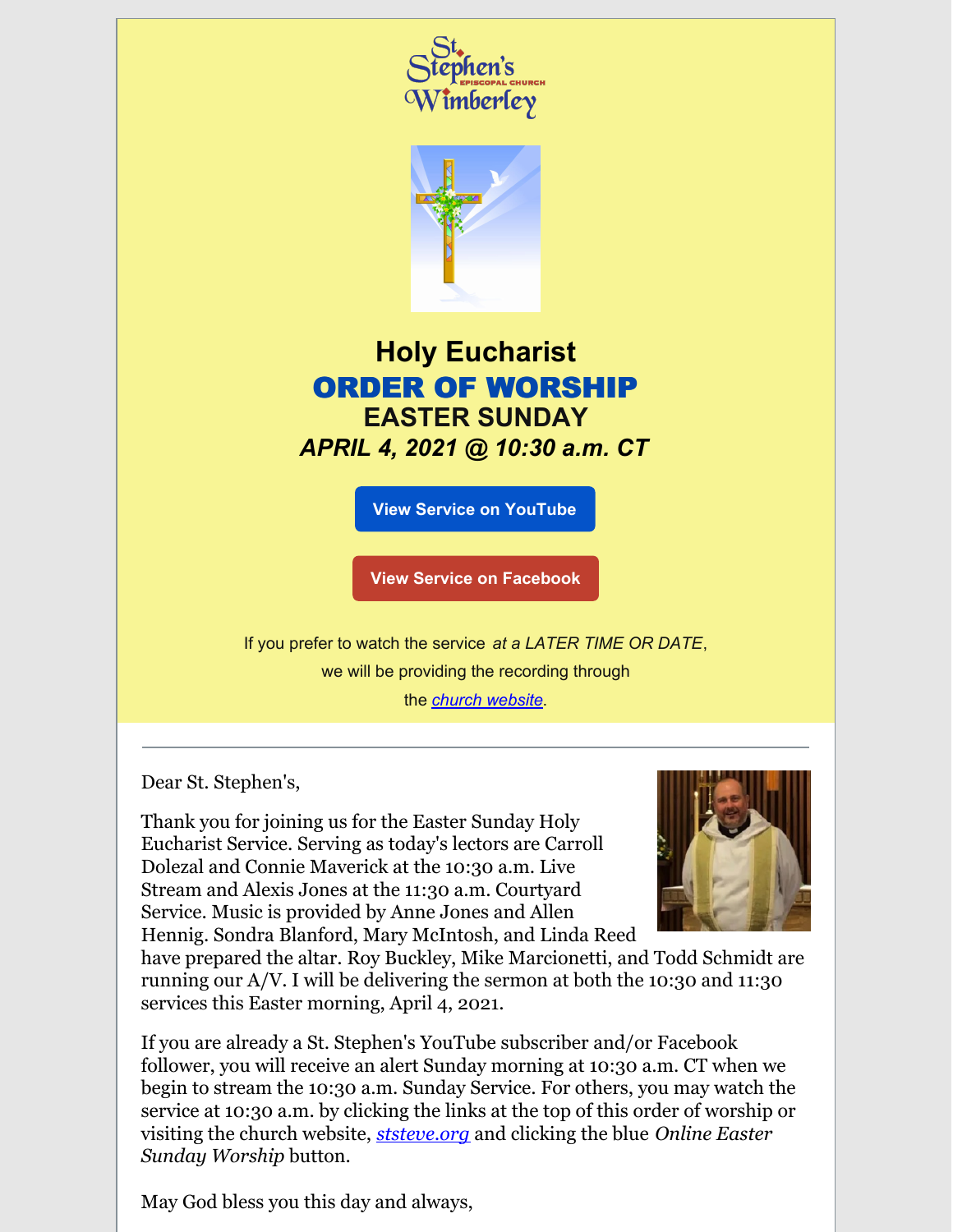St. Stephen's Episcopal Church Wimberley

# Holy Eucharist

## ORDER OF WORSHIP

## EASTER SUNDAY

***APRIL 4, 2021 @ 10:30 a.m. CT***

**View Service on YouTube**

**View Service on Facebook**

If you prefer to watch the service *at a LATER TIME OR DATE*, we will be providing the recording through the *church website*.

---

Dear St. Stephen's,

Thank you for joining us for the Easter Sunday Holy Eucharist Service. Serving as today's lectors are Carroll Dolezal and Connie Maverick at the 10:30 a.m. Live Stream and Alexis Jones at the 11:30 a.m. Courtyard Service. Music is provided by Anne Jones and Allen Hennig. Sondra Blanford, Mary McIntosh, and Linda Reed have prepared the altar. Roy Buckley, Mike Marcionetti, and Todd Schmidt are running our A/V. I will be delivering the sermon at both the 10:30 and 11:30 services this Easter morning, April 4, 2021.

If you are already a St. Stephen's YouTube subscriber and/or Facebook follower, you will receive an alert Sunday morning at 10:30 a.m. CT when we begin to stream the 10:30 a.m. Sunday Service. For others, you may watch the service at 10:30 a.m. by clicking the links at the top of this order of worship or visiting the church website, *ststeve.org* and clicking the blue *Online Easter Sunday Worship* button.

May God bless you this day and always,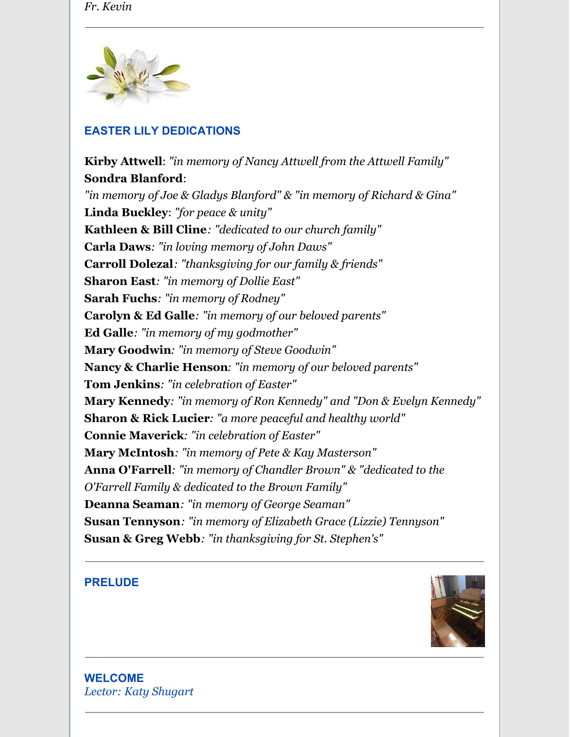*Fr. Kevin*

---

## EASTER LILY DEDICATIONS

**Kirby Attwell**: *"in memory of Nancy Attwell from the Attwell Family"*
**Sondra Blanford**:
*"in memory of Joe & Gladys Blanford" & "in memory of Richard & Gina"*
**Linda Buckley**: *"for peace & unity"*
**Kathleen & Bill Cline**: *"dedicated to our church family"*
**Carla Daws**: *"in loving memory of John Daws"*
**Carroll Dolezal**: *"thanksgiving for our family & friends"*
**Sharon East**: *"in memory of Dollie East"*
**Sarah Fuchs**: *"in memory of Rodney"*
**Carolyn & Ed Galle**: *"in memory of our beloved parents"*
**Ed Galle**: *"in memory of my godmother"*
**Mary Goodwin**: *"in memory of Steve Goodwin"*
**Nancy & Charlie Henson**: *"in memory of our beloved parents"*
**Tom Jenkins**: *"in celebration of Easter"*
**Mary Kennedy**: *"in memory of Ron Kennedy" and "Don & Evelyn Kennedy"*
**Sharon & Rick Lucier**: *"a more peaceful and healthy world"*
**Connie Maverick**: *"in celebration of Easter"*
**Mary McIntosh**: *"in memory of Pete & Kay Masterson"*
**Anna O'Farrell**: *"in memory of Chandler Brown" & "dedicated to the O'Farrell Family & dedicated to the Brown Family"*
**Deanna Seaman**: *"in memory of George Seaman"*
**Susan Tennyson**: *"in memory of Elizabeth Grace (Lizzie) Tennyson"*
**Susan & Greg Webb**: *"in thanksgiving for St. Stephen's"*

---

## PRELUDE

---

## WELCOME

*Lector: Katy Shugart*

---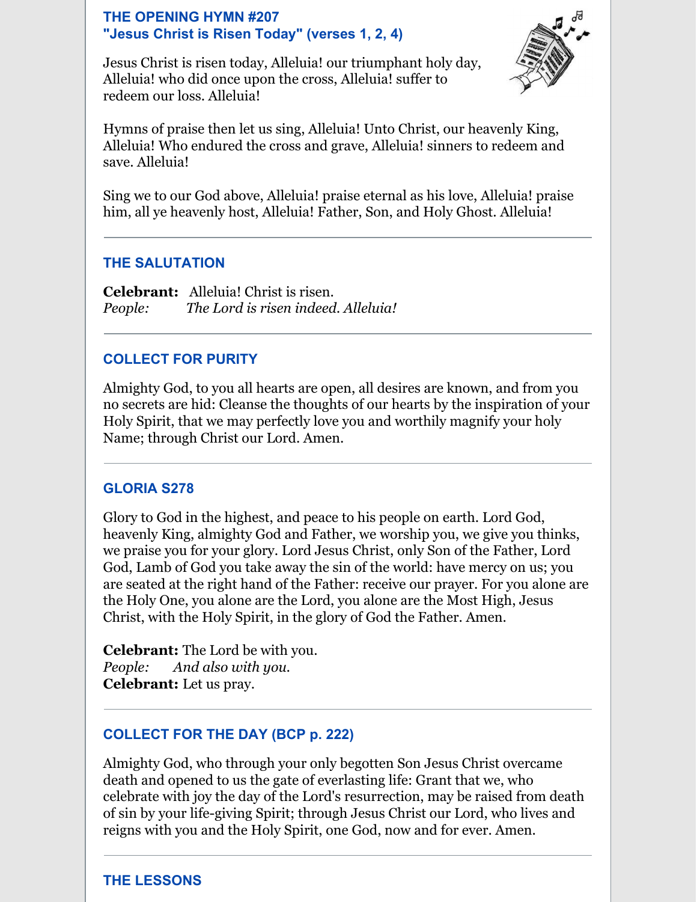### THE OPENING HYMN #207
### "Jesus Christ is Risen Today" (verses 1, 2, 4)

Jesus Christ is risen today, Alleluia! our triumphant holy day, Alleluia! who did once upon the cross, Alleluia! suffer to redeem our loss. Alleluia!

Hymns of praise then let us sing, Alleluia! Unto Christ, our heavenly King, Alleluia! Who endured the cross and grave, Alleluia! sinners to redeem and save. Alleluia!

Sing we to our God above, Alleluia! praise eternal as his love, Alleluia! praise him, all ye heavenly host, Alleluia! Father, Son, and Holy Ghost. Alleluia!

---

### THE SALUTATION

**Celebrant:** Alleluia! Christ is risen.
*People: The Lord is risen indeed. Alleluia!*

---

### COLLECT FOR PURITY

Almighty God, to you all hearts are open, all desires are known, and from you no secrets are hid: Cleanse the thoughts of our hearts by the inspiration of your Holy Spirit, that we may perfectly love you and worthily magnify your holy Name; through Christ our Lord. Amen.

---

### GLORIA S278

Glory to God in the highest, and peace to his people on earth. Lord God, heavenly King, almighty God and Father, we worship you, we give you thinks, we praise you for your glory. Lord Jesus Christ, only Son of the Father, Lord God, Lamb of God you take away the sin of the world: have mercy on us; you are seated at the right hand of the Father: receive our prayer. For you alone are the Holy One, you alone are the Lord, you alone are the Most High, Jesus Christ, with the Holy Spirit, in the glory of God the Father. Amen.

**Celebrant:** The Lord be with you.
*People: And also with you.*
**Celebrant:** Let us pray.

---

### COLLECT FOR THE DAY (BCP p. 222)

Almighty God, who through your only begotten Son Jesus Christ overcame death and opened to us the gate of everlasting life: Grant that we, who celebrate with joy the day of the Lord's resurrection, may be raised from death of sin by your life-giving Spirit; through Jesus Christ our Lord, who lives and reigns with you and the Holy Spirit, one God, now and for ever. Amen.

---

### THE LESSONS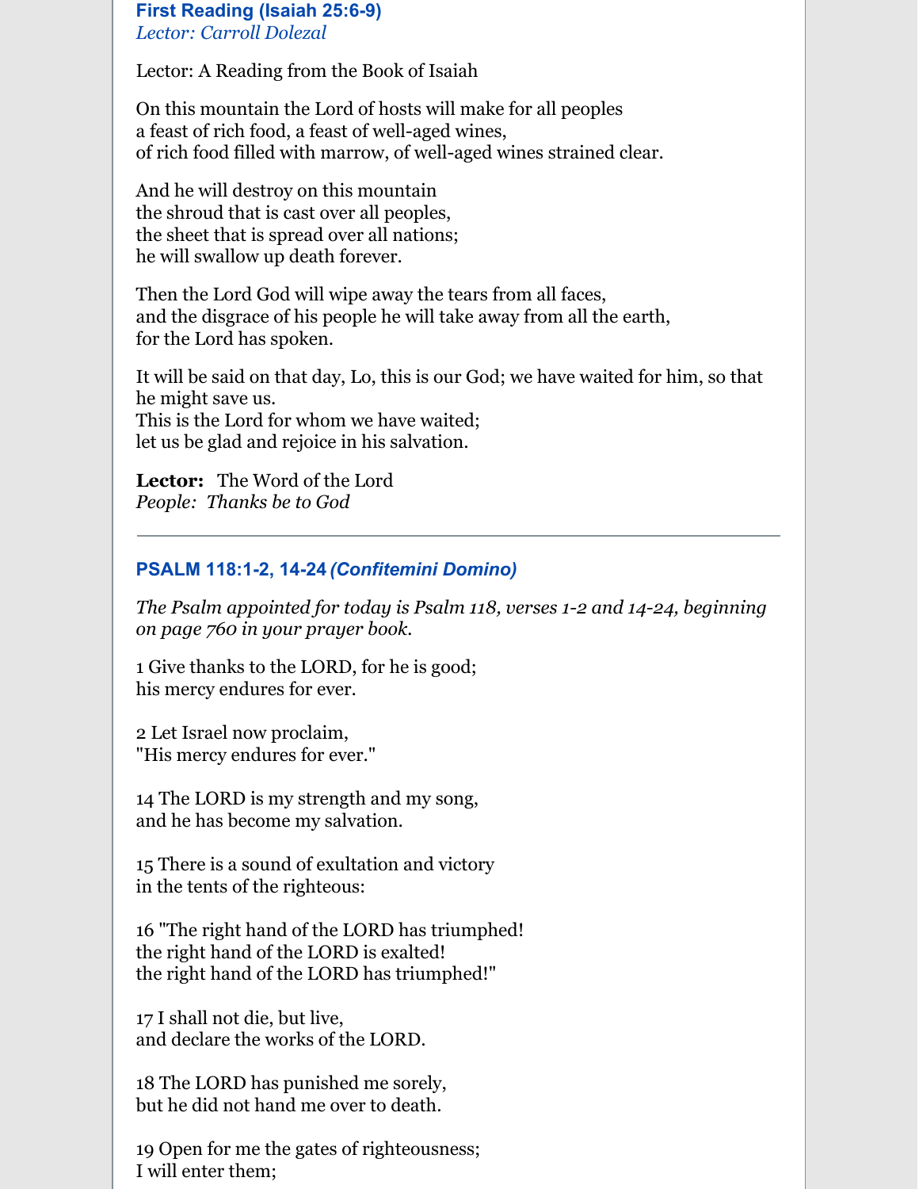### First Reading (Isaiah 25:6-9)

*Lector: Carroll Dolezal*

Lector: A Reading from the Book of Isaiah

On this mountain the Lord of hosts will make for all peoples
a feast of rich food, a feast of well-aged wines,
of rich food filled with marrow, of well-aged wines strained clear.

And he will destroy on this mountain
the shroud that is cast over all peoples,
the sheet that is spread over all nations;
he will swallow up death forever.

Then the Lord God will wipe away the tears from all faces,
and the disgrace of his people he will take away from all the earth,
for the Lord has spoken.

It will be said on that day, Lo, this is our God; we have waited for him, so that he might save us.
This is the Lord for whom we have waited;
let us be glad and rejoice in his salvation.

**Lector:** The Word of the Lord
*People: Thanks be to God*

---

### PSALM 118:1-2, 14-24 *(Confitemini Domino)*

*The Psalm appointed for today is Psalm 118, verses 1-2 and 14-24, beginning on page 760 in your prayer book.*

1 Give thanks to the LORD, for he is good;
his mercy endures for ever.

2 Let Israel now proclaim,
"His mercy endures for ever."

14 The LORD is my strength and my song,
and he has become my salvation.

15 There is a sound of exultation and victory
in the tents of the righteous:

16 "The right hand of the LORD has triumphed!
the right hand of the LORD is exalted!
the right hand of the LORD has triumphed!"

17 I shall not die, but live,
and declare the works of the LORD.

18 The LORD has punished me sorely,
but he did not hand me over to death.

19 Open for me the gates of righteousness;
I will enter them;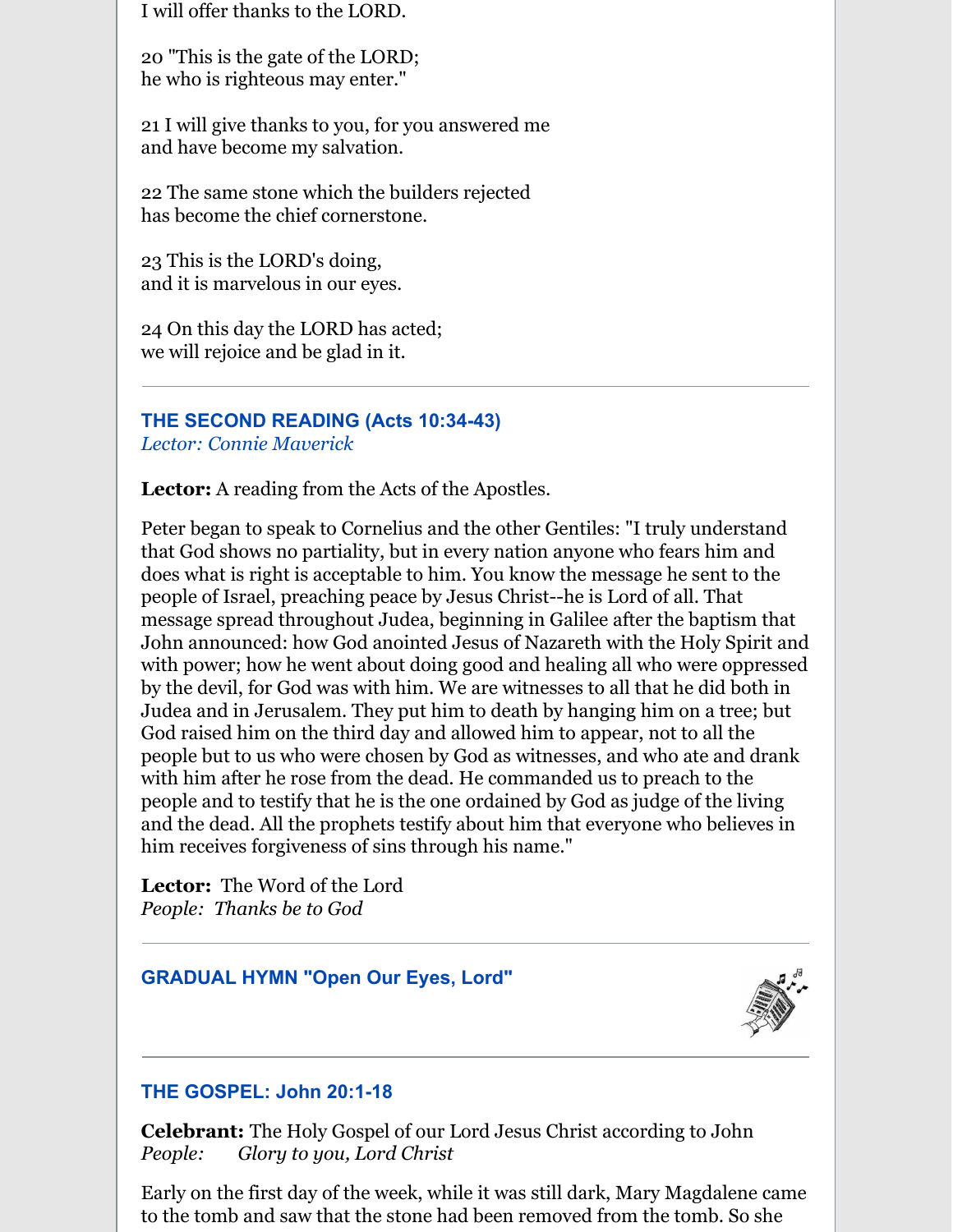I will offer thanks to the LORD.

20 "This is the gate of the LORD;
he who is righteous may enter."

21 I will give thanks to you, for you answered me
and have become my salvation.

22 The same stone which the builders rejected
has become the chief cornerstone.

23 This is the LORD's doing,
and it is marvelous in our eyes.

24 On this day the LORD has acted;
we will rejoice and be glad in it.

---

### THE SECOND READING (Acts 10:34-43)

*Lector: Connie Maverick*

**Lector:** A reading from the Acts of the Apostles.

Peter began to speak to Cornelius and the other Gentiles: "I truly understand that God shows no partiality, but in every nation anyone who fears him and does what is right is acceptable to him. You know the message he sent to the people of Israel, preaching peace by Jesus Christ--he is Lord of all. That message spread throughout Judea, beginning in Galilee after the baptism that John announced: how God anointed Jesus of Nazareth with the Holy Spirit and with power; how he went about doing good and healing all who were oppressed by the devil, for God was with him. We are witnesses to all that he did both in Judea and in Jerusalem. They put him to death by hanging him on a tree; but God raised him on the third day and allowed him to appear, not to all the people but to us who were chosen by God as witnesses, and who ate and drank with him after he rose from the dead. He commanded us to preach to the people and to testify that he is the one ordained by God as judge of the living and the dead. All the prophets testify about him that everyone who believes in him receives forgiveness of sins through his name."

**Lector:** The Word of the Lord
*People: Thanks be to God*

---

### GRADUAL HYMN "Open Our Eyes, Lord"

---

### THE GOSPEL: John 20:1-18

**Celebrant:** The Holy Gospel of our Lord Jesus Christ according to John
*People: Glory to you, Lord Christ*

Early on the first day of the week, while it was still dark, Mary Magdalene came to the tomb and saw that the stone had been removed from the tomb. So she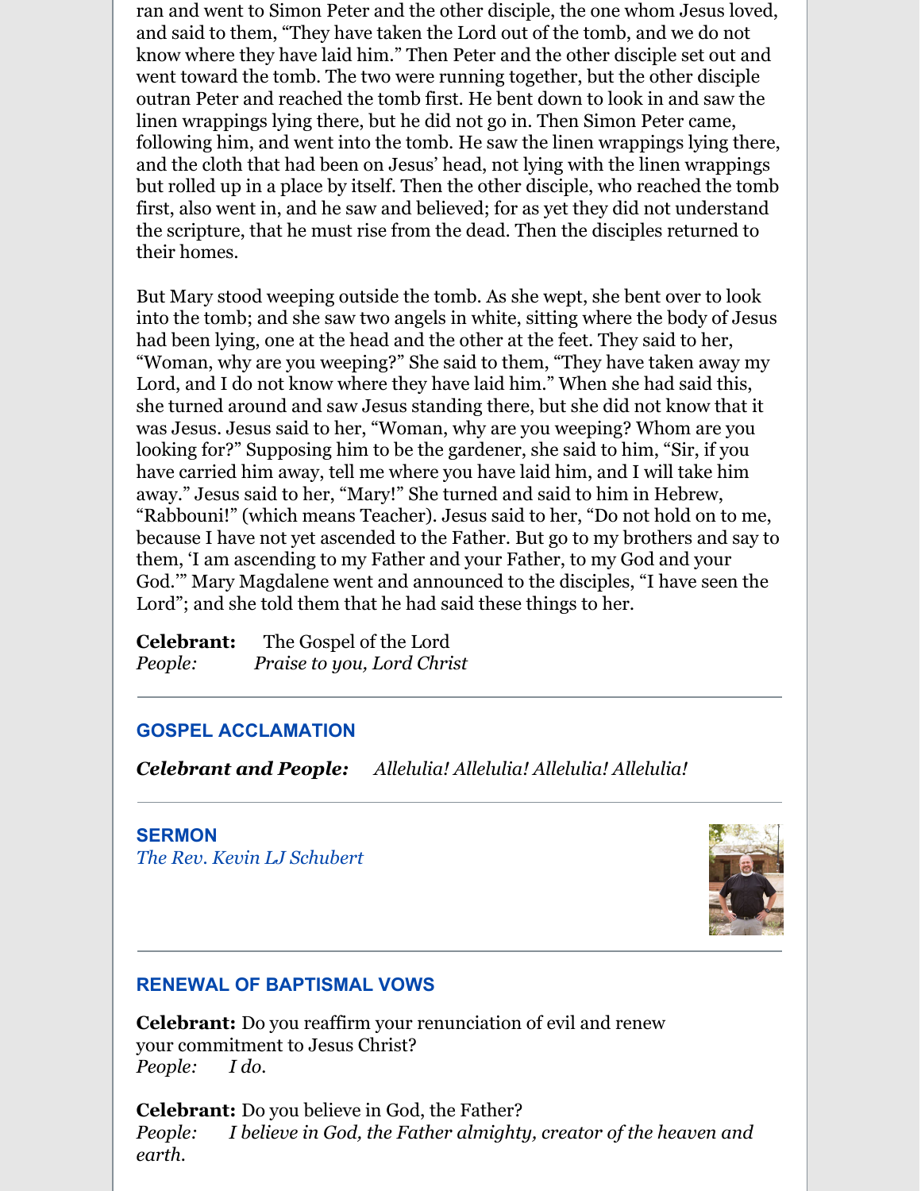ran and went to Simon Peter and the other disciple, the one whom Jesus loved, and said to them, "They have taken the Lord out of the tomb, and we do not know where they have laid him." Then Peter and the other disciple set out and went toward the tomb. The two were running together, but the other disciple outran Peter and reached the tomb first. He bent down to look in and saw the linen wrappings lying there, but he did not go in. Then Simon Peter came, following him, and went into the tomb. He saw the linen wrappings lying there, and the cloth that had been on Jesus' head, not lying with the linen wrappings but rolled up in a place by itself. Then the other disciple, who reached the tomb first, also went in, and he saw and believed; for as yet they did not understand the scripture, that he must rise from the dead. Then the disciples returned to their homes.

But Mary stood weeping outside the tomb. As she wept, she bent over to look into the tomb; and she saw two angels in white, sitting where the body of Jesus had been lying, one at the head and the other at the feet. They said to her, "Woman, why are you weeping?" She said to them, "They have taken away my Lord, and I do not know where they have laid him." When she had said this, she turned around and saw Jesus standing there, but she did not know that it was Jesus. Jesus said to her, "Woman, why are you weeping? Whom are you looking for?" Supposing him to be the gardener, she said to him, "Sir, if you have carried him away, tell me where you have laid him, and I will take him away." Jesus said to her, "Mary!" She turned and said to him in Hebrew, "Rabbouni!" (which means Teacher). Jesus said to her, "Do not hold on to me, because I have not yet ascended to the Father. But go to my brothers and say to them, 'I am ascending to my Father and your Father, to my God and your God.'" Mary Magdalene went and announced to the disciples, "I have seen the Lord"; and she told them that he had said these things to her.

**Celebrant:** The Gospel of the Lord
*People:* *Praise to you, Lord Christ*

## GOSPEL ACCLAMATION

***Celebrant and People:*** *Allelulia! Allelulia! Allelulia! Allelulia!*

## SERMON

*The Rev. Kevin LJ Schubert*

## RENEWAL OF BAPTISMAL VOWS

**Celebrant:** Do you reaffirm your renunciation of evil and renew your commitment to Jesus Christ?
*People:* *I do.*

**Celebrant:** Do you believe in God, the Father?
*People:* *I believe in God, the Father almighty, creator of the heaven and earth.*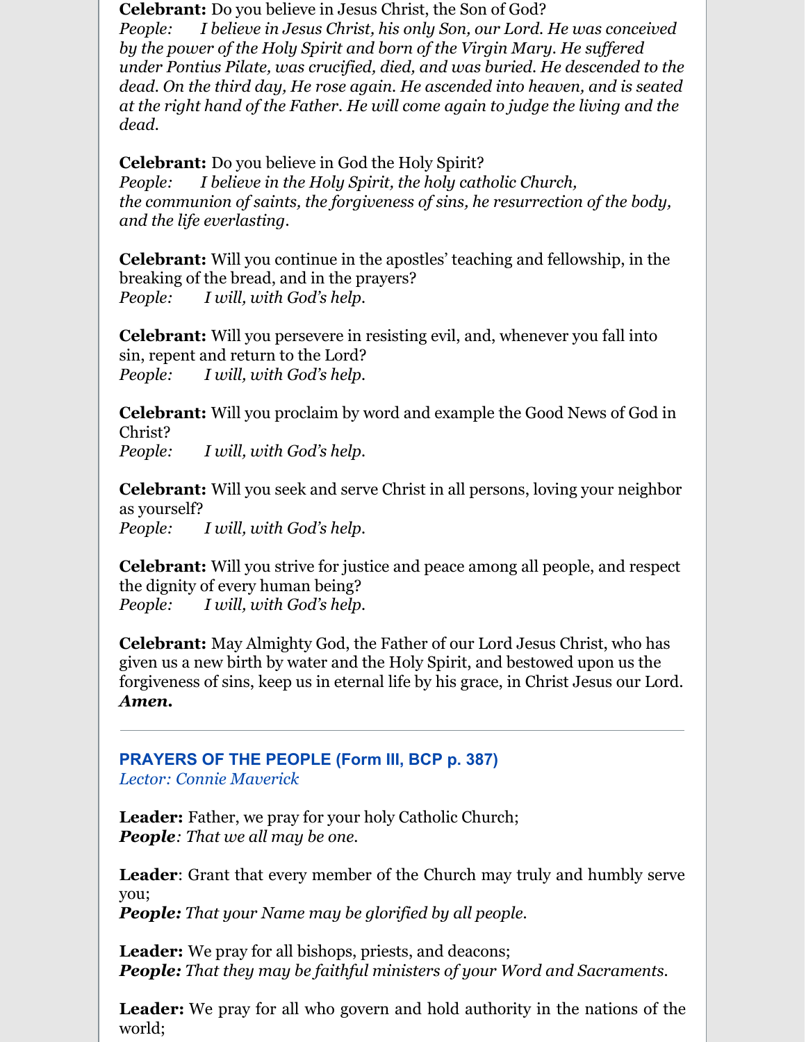**Celebrant:** Do you believe in Jesus Christ, the Son of God?
*People: I believe in Jesus Christ, his only Son, our Lord. He was conceived by the power of the Holy Spirit and born of the Virgin Mary. He suffered under Pontius Pilate, was crucified, died, and was buried. He descended to the dead. On the third day, He rose again. He ascended into heaven, and is seated at the right hand of the Father. He will come again to judge the living and the dead.*

**Celebrant:** Do you believe in God the Holy Spirit?
*People: I believe in the Holy Spirit, the holy catholic Church, the communion of saints, the forgiveness of sins, he resurrection of the body, and the life everlasting.*

**Celebrant:** Will you continue in the apostles' teaching and fellowship, in the breaking of the bread, and in the prayers?
*People: I will, with God's help.*

**Celebrant:** Will you persevere in resisting evil, and, whenever you fall into sin, repent and return to the Lord?
*People: I will, with God's help.*

**Celebrant:** Will you proclaim by word and example the Good News of God in Christ?
*People: I will, with God's help.*

**Celebrant:** Will you seek and serve Christ in all persons, loving your neighbor as yourself?
*People: I will, with God's help.*

**Celebrant:** Will you strive for justice and peace among all people, and respect the dignity of every human being?
*People: I will, with God's help.*

**Celebrant:** May Almighty God, the Father of our Lord Jesus Christ, who has given us a new birth by water and the Holy Spirit, and bestowed upon us the forgiveness of sins, keep us in eternal life by his grace, in Christ Jesus our Lord.
***Amen.***

---

## PRAYERS OF THE PEOPLE (Form III, BCP p. 387)

*Lector: Connie Maverick*

**Leader:** Father, we pray for your holy Catholic Church;
***People**: That we all may be one.*

**Leader**: Grant that every member of the Church may truly and humbly serve you;
***People:** That your Name may be glorified by all people.*

**Leader:** We pray for all bishops, priests, and deacons;
***People:** That they may be faithful ministers of your Word and Sacraments.*

**Leader:** We pray for all who govern and hold authority in the nations of the world;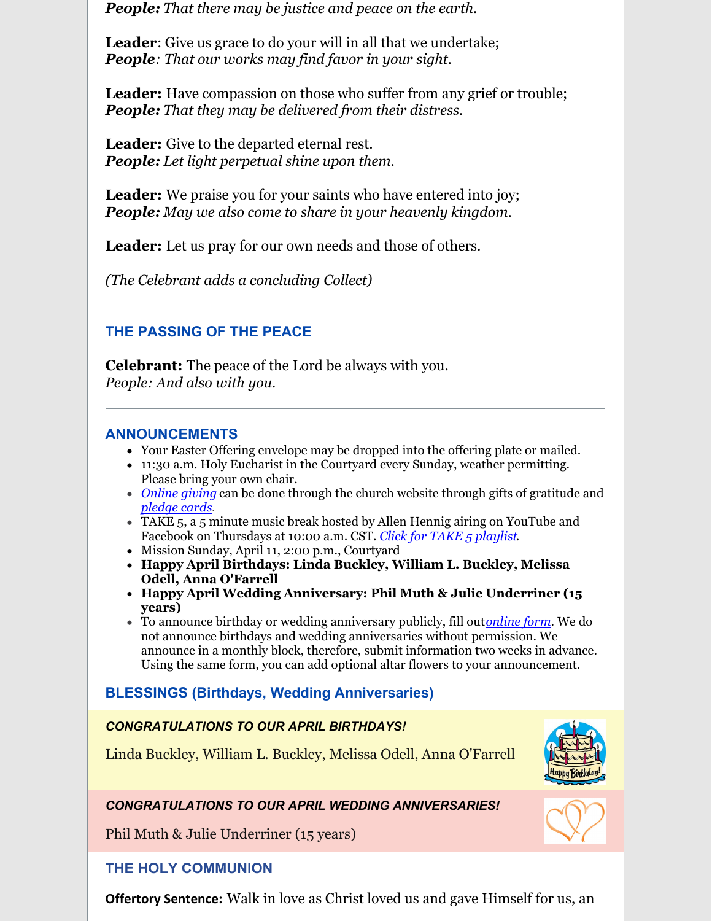***People:*** *That there may be justice and peace on the earth.*

**Leader**: Give us grace to do your will in all that we undertake;
***People****: That our works may find favor in your sight.*

**Leader:** Have compassion on those who suffer from any grief or trouble;
***People:*** *That they may be delivered from their distress.*

**Leader:** Give to the departed eternal rest.
***People:*** *Let light perpetual shine upon them.*

**Leader:** We praise you for your saints who have entered into joy;
***People:*** *May we also come to share in your heavenly kingdom.*

**Leader:** Let us pray for our own needs and those of others.

*(The Celebrant adds a concluding Collect)*

---

## THE PASSING OF THE PEACE

**Celebrant:** The peace of the Lord be always with you.
*People: And also with you.*

---

## ANNOUNCEMENTS

- Your Easter Offering envelope may be dropped into the offering plate or mailed.
- 11:30 a.m. Holy Eucharist in the Courtyard every Sunday, weather permitting. Please bring your own chair.
- *Online giving* can be done through the church website through gifts of gratitude and *pledge cards*.
- TAKE 5, a 5 minute music break hosted by Allen Hennig airing on YouTube and Facebook on Thursdays at 10:00 a.m. CST. *Click for TAKE 5 playlist*.
- Mission Sunday, April 11, 2:00 p.m., Courtyard
- **Happy April Birthdays: Linda Buckley, William L. Buckley, Melissa Odell, Anna O'Farrell**
- **Happy April Wedding Anniversary: Phil Muth & Julie Underriner (15 years)**
- To announce birthday or wedding anniversary publicly, fill out *online form*. We do not announce birthdays and wedding anniversaries without permission. We announce in a monthly block, therefore, submit information two weeks in advance. Using the same form, you can add optional altar flowers to your announcement.

## BLESSINGS (Birthdays, Wedding Anniversaries)

***CONGRATULATIONS TO OUR APRIL BIRTHDAYS!***

Linda Buckley, William L. Buckley, Melissa Odell, Anna O'Farrell

***CONGRATULATIONS TO OUR APRIL WEDDING ANNIVERSARIES!***

Phil Muth & Julie Underriner (15 years)

## THE HOLY COMMUNION

**Offertory Sentence:** Walk in love as Christ loved us and gave Himself for us, an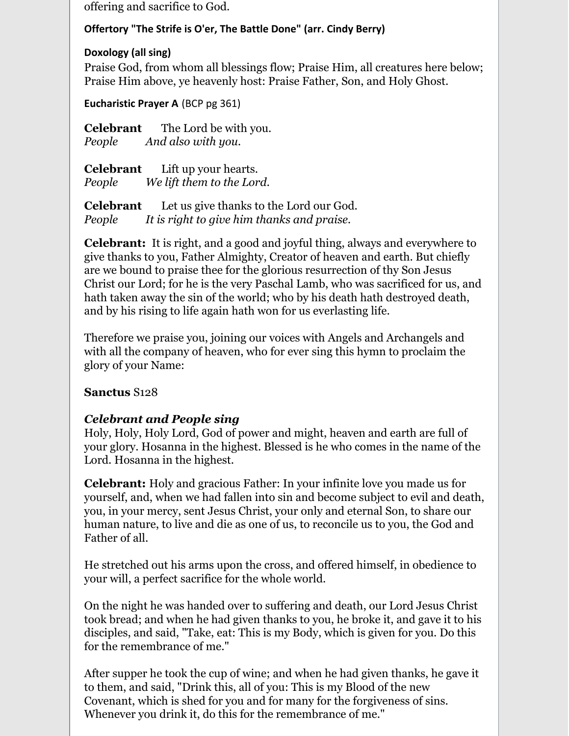offering and sacrifice to God.

**Offertory "The Strife is O'er, The Battle Done" (arr. Cindy Berry)**

**Doxology (all sing)**

Praise God, from whom all blessings flow; Praise Him, all creatures here below; Praise Him above, ye heavenly host: Praise Father, Son, and Holy Ghost.

**Eucharistic Prayer A** (BCP pg 361)

**Celebrant** The Lord be with you.
*People* *And also with you.*

**Celebrant** Lift up your hearts.
*People* *We lift them to the Lord.*

**Celebrant** Let us give thanks to the Lord our God.
*People* *It is right to give him thanks and praise.*

**Celebrant:** It is right, and a good and joyful thing, always and everywhere to give thanks to you, Father Almighty, Creator of heaven and earth. But chiefly are we bound to praise thee for the glorious resurrection of thy Son Jesus Christ our Lord; for he is the very Paschal Lamb, who was sacrificed for us, and hath taken away the sin of the world; who by his death hath destroyed death, and by his rising to life again hath won for us everlasting life.

Therefore we praise you, joining our voices with Angels and Archangels and with all the company of heaven, who for ever sing this hymn to proclaim the glory of your Name:

**Sanctus** S128

***Celebrant and People sing***

Holy, Holy, Holy Lord, God of power and might, heaven and earth are full of your glory. Hosanna in the highest. Blessed is he who comes in the name of the Lord. Hosanna in the highest.

**Celebrant:** Holy and gracious Father: In your infinite love you made us for yourself, and, when we had fallen into sin and become subject to evil and death, you, in your mercy, sent Jesus Christ, your only and eternal Son, to share our human nature, to live and die as one of us, to reconcile us to you, the God and Father of all.

He stretched out his arms upon the cross, and offered himself, in obedience to your will, a perfect sacrifice for the whole world.

On the night he was handed over to suffering and death, our Lord Jesus Christ took bread; and when he had given thanks to you, he broke it, and gave it to his disciples, and said, "Take, eat: This is my Body, which is given for you. Do this for the remembrance of me."

After supper he took the cup of wine; and when he had given thanks, he gave it to them, and said, "Drink this, all of you: This is my Blood of the new Covenant, which is shed for you and for many for the forgiveness of sins. Whenever you drink it, do this for the remembrance of me."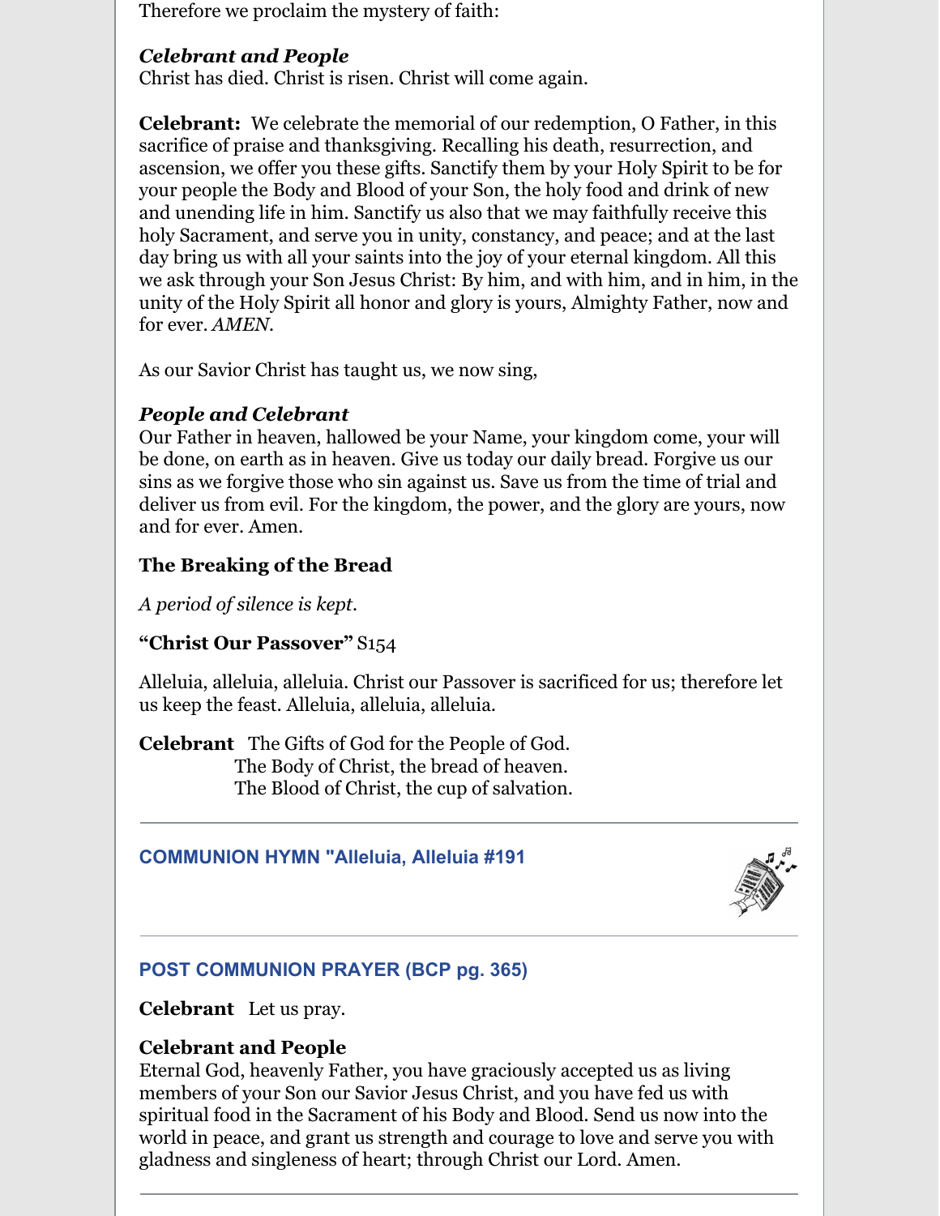Therefore we proclaim the mystery of faith:

***Celebrant and People***
Christ has died. Christ is risen. Christ will come again.

**Celebrant:** We celebrate the memorial of our redemption, O Father, in this sacrifice of praise and thanksgiving. Recalling his death, resurrection, and ascension, we offer you these gifts. Sanctify them by your Holy Spirit to be for your people the Body and Blood of your Son, the holy food and drink of new and unending life in him. Sanctify us also that we may faithfully receive this holy Sacrament, and serve you in unity, constancy, and peace; and at the last day bring us with all your saints into the joy of your eternal kingdom. All this we ask through your Son Jesus Christ: By him, and with him, and in him, in the unity of the Holy Spirit all honor and glory is yours, Almighty Father, now and for ever. *AMEN.*

As our Savior Christ has taught us, we now sing,

***People and Celebrant***
Our Father in heaven, hallowed be your Name, your kingdom come, your will be done, on earth as in heaven. Give us today our daily bread. Forgive us our sins as we forgive those who sin against us. Save us from the time of trial and deliver us from evil. For the kingdom, the power, and the glory are yours, now and for ever. Amen.

**The Breaking of the Bread**

*A period of silence is kept.*

**"Christ Our Passover"** S154

Alleluia, alleluia, alleluia. Christ our Passover is sacrificed for us; therefore let us keep the feast. Alleluia, alleluia, alleluia.

**Celebrant** The Gifts of God for the People of God.
The Body of Christ, the bread of heaven.
The Blood of Christ, the cup of salvation.

---

### COMMUNION HYMN "Alleluia, Alleluia #191

---

### POST COMMUNION PRAYER (BCP pg. 365)

**Celebrant** Let us pray.

**Celebrant and People**
Eternal God, heavenly Father, you have graciously accepted us as living members of your Son our Savior Jesus Christ, and you have fed us with spiritual food in the Sacrament of his Body and Blood. Send us now into the world in peace, and grant us strength and courage to love and serve you with gladness and singleness of heart; through Christ our Lord. Amen.

---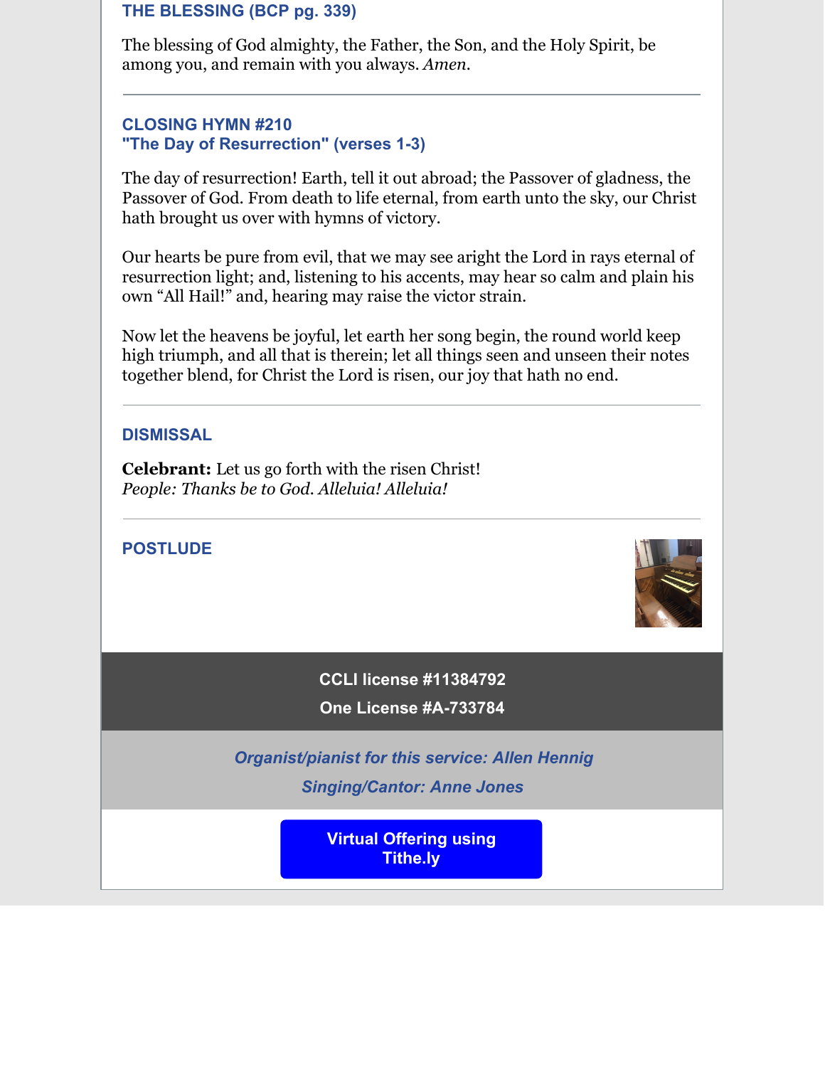### THE BLESSING (BCP pg. 339)

The blessing of God almighty, the Father, the Son, and the Holy Spirit, be among you, and remain with you always. *Amen.*

---

### CLOSING HYMN #210
### "The Day of Resurrection" (verses 1-3)

The day of resurrection! Earth, tell it out abroad; the Passover of gladness, the Passover of God. From death to life eternal, from earth unto the sky, our Christ hath brought us over with hymns of victory.

Our hearts be pure from evil, that we may see aright the Lord in rays eternal of resurrection light; and, listening to his accents, may hear so calm and plain his own "All Hail!" and, hearing may raise the victor strain.

Now let the heavens be joyful, let earth her song begin, the round world keep high triumph, and all that is therein; let all things seen and unseen their notes together blend, for Christ the Lord is risen, our joy that hath no end.

---

### DISMISSAL

**Celebrant:** Let us go forth with the risen Christ!
*People: Thanks be to God. Alleluia! Alleluia!*

---

### POSTLUDE

**CCLI license #11384792**

**One License #A-733784**

***Organist/pianist for this service: Allen Hennig***

***Singing/Cantor: Anne Jones***

**Virtual Offering using Tithe.ly**